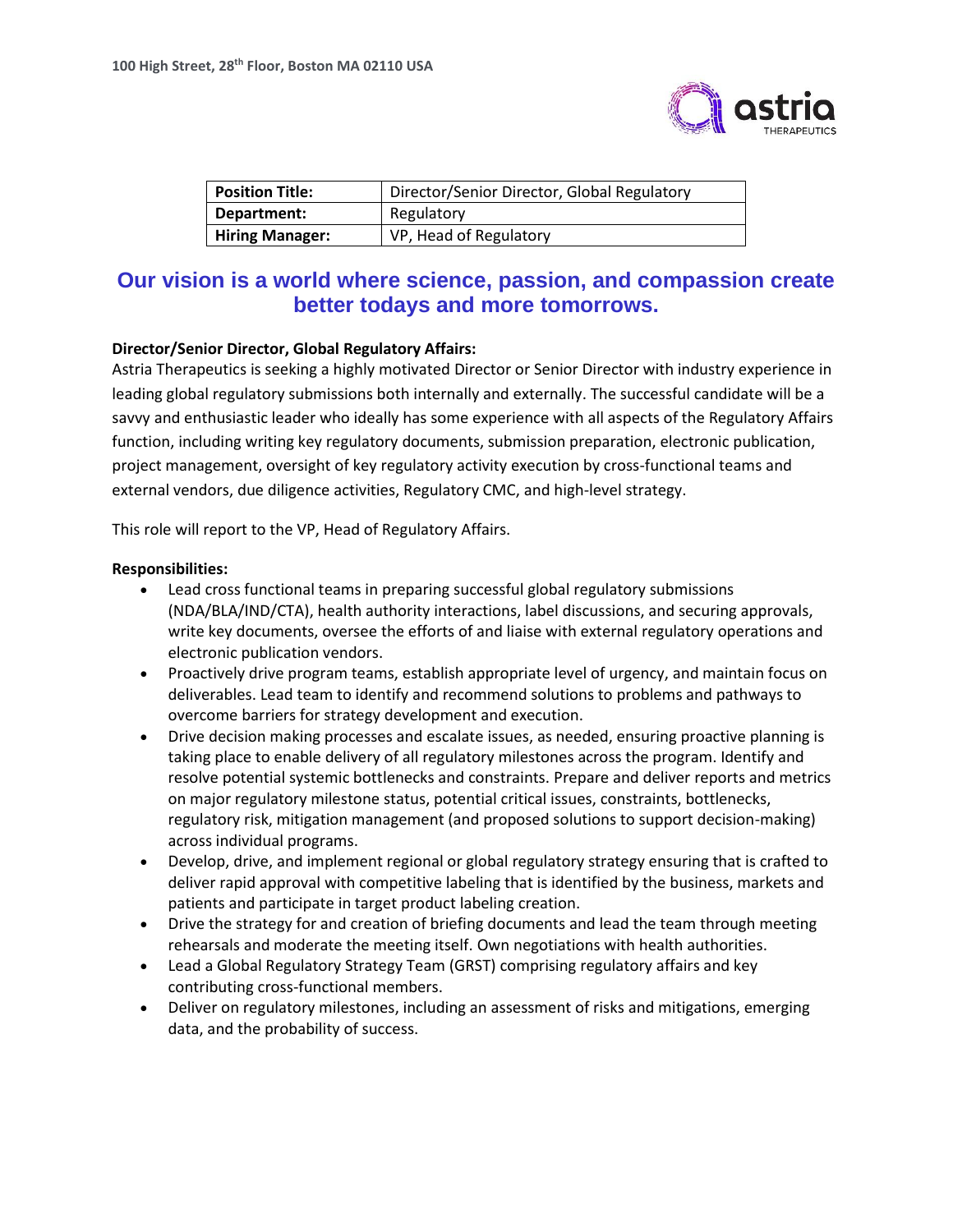100 High Street, 28th Floor, Boston MA 02110 USA

astria THERAPEUTICS

| Position Title: | Director/Senior Director, Global Regulatory |
|---|---|
| Department: | Regulatory |
| Hiring Manager: | VP, Head of Regulatory |

## Our vision is a world where science, passion, and compassion create better todays and more tomorrows.

**Director/Senior Director, Global Regulatory Affairs:**

Astria Therapeutics is seeking a highly motivated Director or Senior Director with industry experience in leading global regulatory submissions both internally and externally. The successful candidate will be a savvy and enthusiastic leader who ideally has some experience with all aspects of the Regulatory Affairs function, including writing key regulatory documents, submission preparation, electronic publication, project management, oversight of key regulatory activity execution by cross-functional teams and external vendors, due diligence activities, Regulatory CMC, and high-level strategy.

This role will report to the VP, Head of Regulatory Affairs.

**Responsibilities:**

- Lead cross functional teams in preparing successful global regulatory submissions (NDA/BLA/IND/CTA), health authority interactions, label discussions, and securing approvals, write key documents, oversee the efforts of and liaise with external regulatory operations and electronic publication vendors.
- Proactively drive program teams, establish appropriate level of urgency, and maintain focus on deliverables. Lead team to identify and recommend solutions to problems and pathways to overcome barriers for strategy development and execution.
- Drive decision making processes and escalate issues, as needed, ensuring proactive planning is taking place to enable delivery of all regulatory milestones across the program. Identify and resolve potential systemic bottlenecks and constraints. Prepare and deliver reports and metrics on major regulatory milestone status, potential critical issues, constraints, bottlenecks, regulatory risk, mitigation management (and proposed solutions to support decision-making) across individual programs.
- Develop, drive, and implement regional or global regulatory strategy ensuring that is crafted to deliver rapid approval with competitive labeling that is identified by the business, markets and patients and participate in target product labeling creation.
- Drive the strategy for and creation of briefing documents and lead the team through meeting rehearsals and moderate the meeting itself. Own negotiations with health authorities.
- Lead a Global Regulatory Strategy Team (GRST) comprising regulatory affairs and key contributing cross-functional members.
- Deliver on regulatory milestones, including an assessment of risks and mitigations, emerging data, and the probability of success.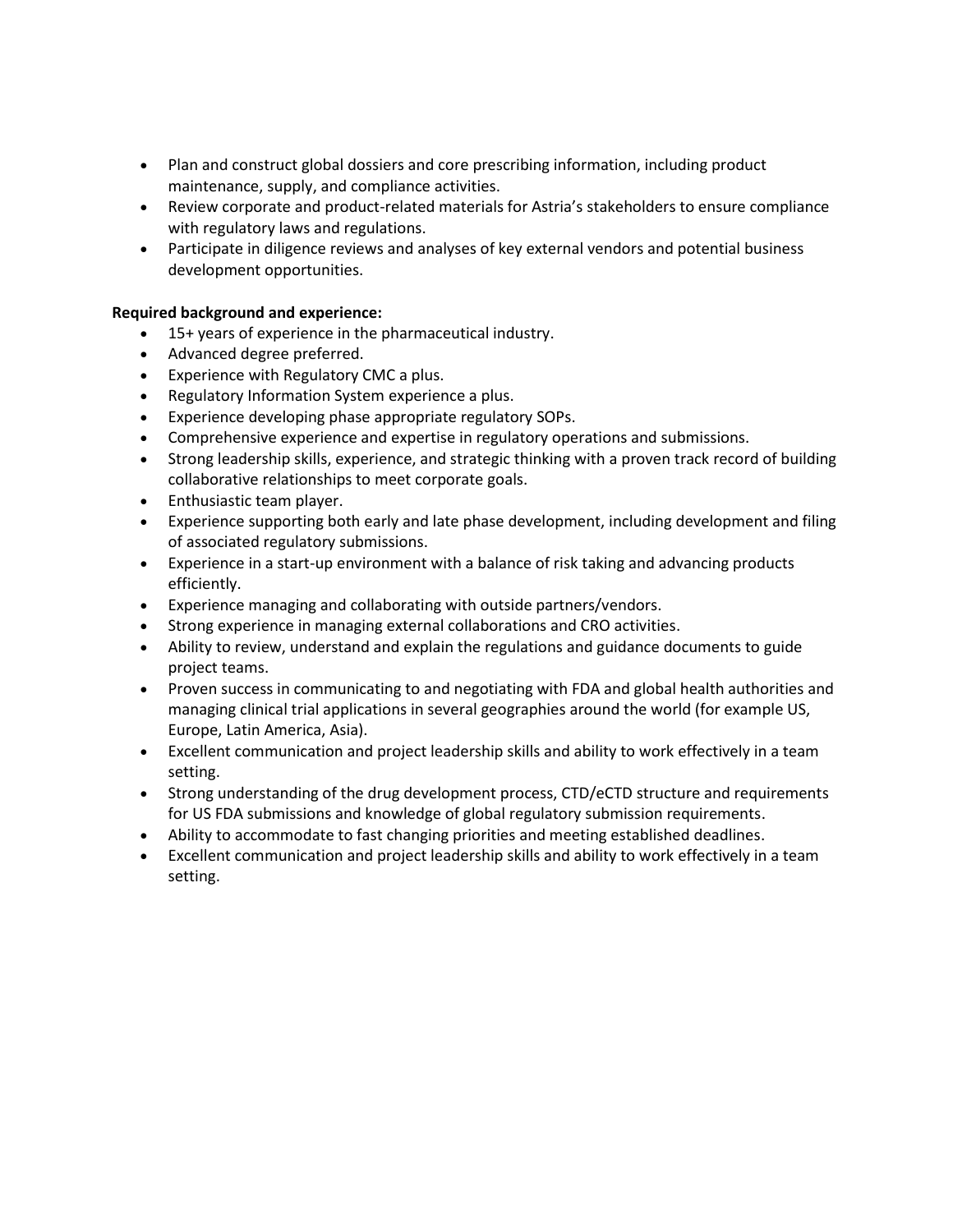- Plan and construct global dossiers and core prescribing information, including product maintenance, supply, and compliance activities.
- Review corporate and product-related materials for Astria's stakeholders to ensure compliance with regulatory laws and regulations.
- Participate in diligence reviews and analyses of key external vendors and potential business development opportunities.

**Required background and experience:**

- 15+ years of experience in the pharmaceutical industry.
- Advanced degree preferred.
- Experience with Regulatory CMC a plus.
- Regulatory Information System experience a plus.
- Experience developing phase appropriate regulatory SOPs.
- Comprehensive experience and expertise in regulatory operations and submissions.
- Strong leadership skills, experience, and strategic thinking with a proven track record of building collaborative relationships to meet corporate goals.
- Enthusiastic team player.
- Experience supporting both early and late phase development, including development and filing of associated regulatory submissions.
- Experience in a start-up environment with a balance of risk taking and advancing products efficiently.
- Experience managing and collaborating with outside partners/vendors.
- Strong experience in managing external collaborations and CRO activities.
- Ability to review, understand and explain the regulations and guidance documents to guide project teams.
- Proven success in communicating to and negotiating with FDA and global health authorities and managing clinical trial applications in several geographies around the world (for example US, Europe, Latin America, Asia).
- Excellent communication and project leadership skills and ability to work effectively in a team setting.
- Strong understanding of the drug development process, CTD/eCTD structure and requirements for US FDA submissions and knowledge of global regulatory submission requirements.
- Ability to accommodate to fast changing priorities and meeting established deadlines.
- Excellent communication and project leadership skills and ability to work effectively in a team setting.